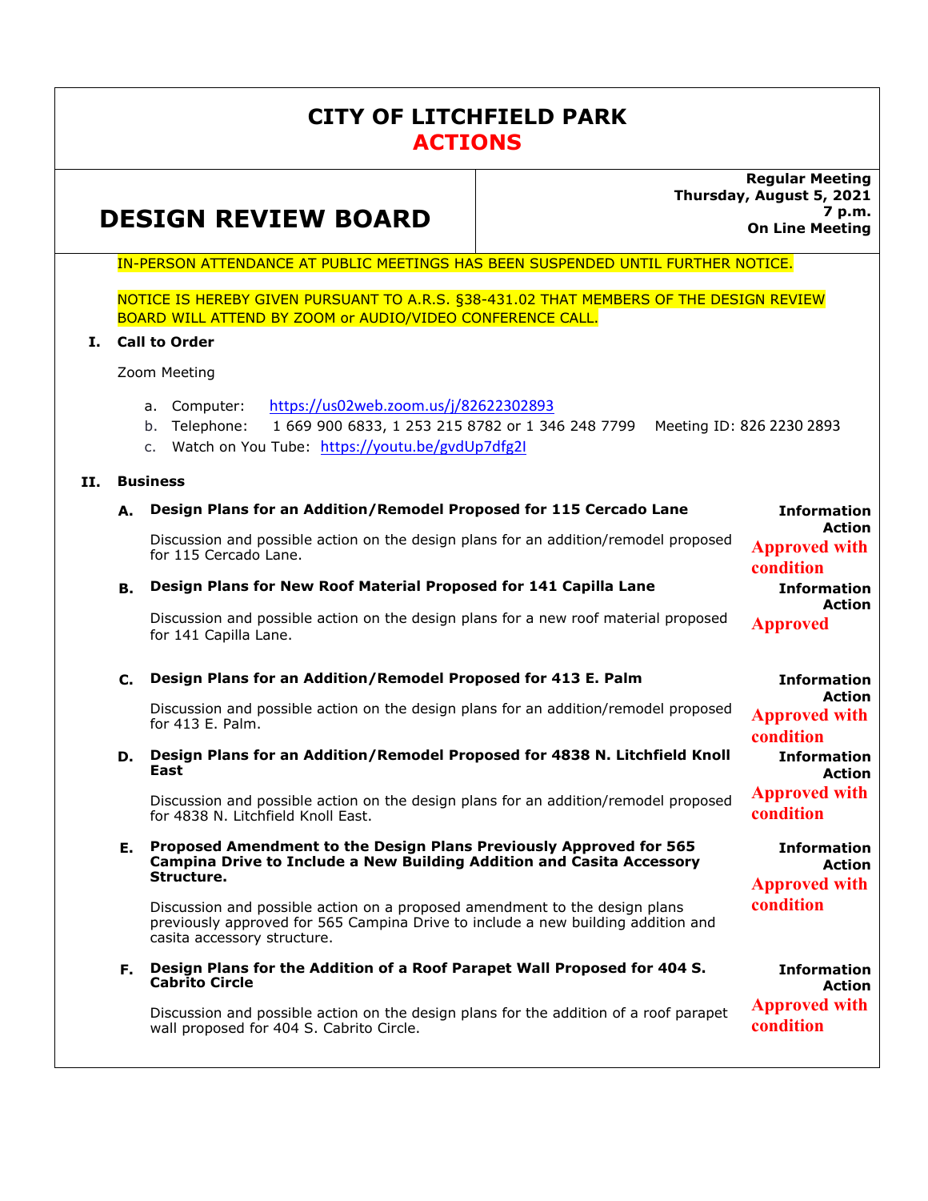# CITY OF LITCHFIELD PARK
## ACTIONS

## DESIGN REVIEW BOARD

**Regular Meeting**
**Thursday, August 5, 2021**
**7 p.m.**
**On Line Meeting**

IN-PERSON ATTENDANCE AT PUBLIC MEETINGS HAS BEEN SUSPENDED UNTIL FURTHER NOTICE.

NOTICE IS HEREBY GIVEN PURSUANT TO A.R.S. §38-431.02 THAT MEMBERS OF THE DESIGN REVIEW BOARD WILL ATTEND BY ZOOM or AUDIO/VIDEO CONFERENCE CALL.

### I. Call to Order

Zoom Meeting

a. Computer: https://us02web.zoom.us/j/82622302893
b. Telephone: 1 669 900 6833, 1 253 215 8782 or 1 346 248 7799 Meeting ID: 826 2230 2893
c. Watch on You Tube: https://youtu.be/gvdUp7dfg2I

### II. Business

**A. Design Plans for an Addition/Remodel Proposed for 115 Cercado Lane**

**Information Action**

Discussion and possible action on the design plans for an addition/remodel proposed for 115 Cercado Lane.

**Approved with condition**

**B. Design Plans for New Roof Material Proposed for 141 Capilla Lane**

**Information Action**

Discussion and possible action on the design plans for a new roof material proposed for 141 Capilla Lane.

**Approved**

**C. Design Plans for an Addition/Remodel Proposed for 413 E. Palm**

**Information Action**

Discussion and possible action on the design plans for an addition/remodel proposed for 413 E. Palm.

**Approved with condition**

**D. Design Plans for an Addition/Remodel Proposed for 4838 N. Litchfield Knoll East**

**Information Action**

Discussion and possible action on the design plans for an addition/remodel proposed for 4838 N. Litchfield Knoll East.

**Approved with condition**

**E. Proposed Amendment to the Design Plans Previously Approved for 565 Campina Drive to Include a New Building Addition and Casita Accessory Structure.**

**Information Action**

Discussion and possible action on a proposed amendment to the design plans previously approved for 565 Campina Drive to include a new building addition and casita accessory structure.

**Approved with condition**

**F. Design Plans for the Addition of a Roof Parapet Wall Proposed for 404 S. Cabrito Circle**

**Information Action**

Discussion and possible action on the design plans for the addition of a roof parapet wall proposed for 404 S. Cabrito Circle.

**Approved with condition**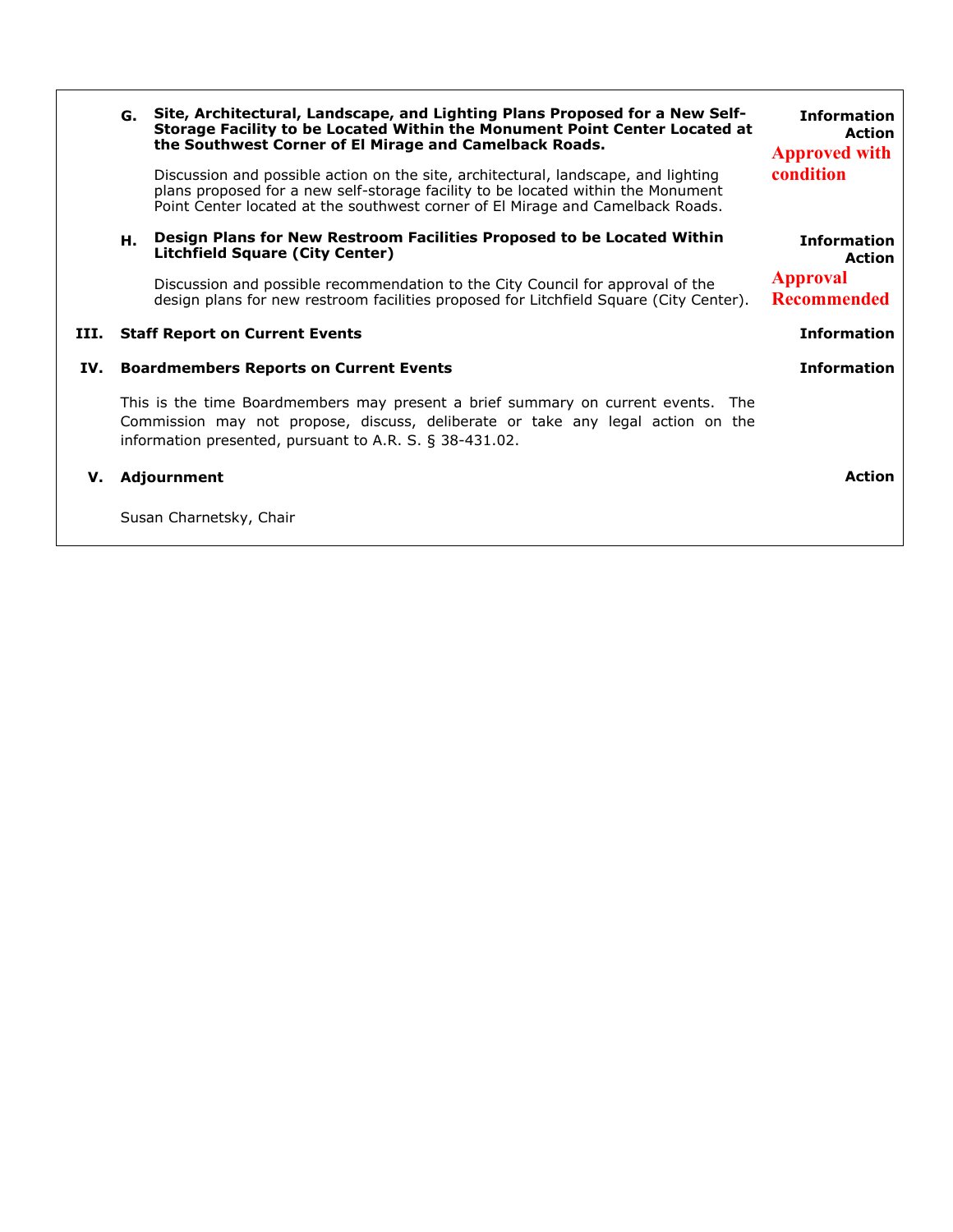**G. Site, Architectural, Landscape, and Lighting Plans Proposed for a New Self-Storage Facility to be Located Within the Monument Point Center Located at the Southwest Corner of El Mirage and Camelback Roads.**

**Information**
**Action**
**Approved with condition**

Discussion and possible action on the site, architectural, landscape, and lighting plans proposed for a new self-storage facility to be located within the Monument Point Center located at the southwest corner of El Mirage and Camelback Roads.

**H. Design Plans for New Restroom Facilities Proposed to be Located Within Litchfield Square (City Center)**

**Information**
**Action**
**Approval Recommended**

Discussion and possible recommendation to the City Council for approval of the design plans for new restroom facilities proposed for Litchfield Square (City Center).

**III. Staff Report on Current Events** — **Information**

**IV. Boardmembers Reports on Current Events** — **Information**

This is the time Boardmembers may present a brief summary on current events. The Commission may not propose, discuss, deliberate or take any legal action on the information presented, pursuant to A.R. S. § 38-431.02.

**V. Adjournment** — **Action**

Susan Charnetsky, Chair